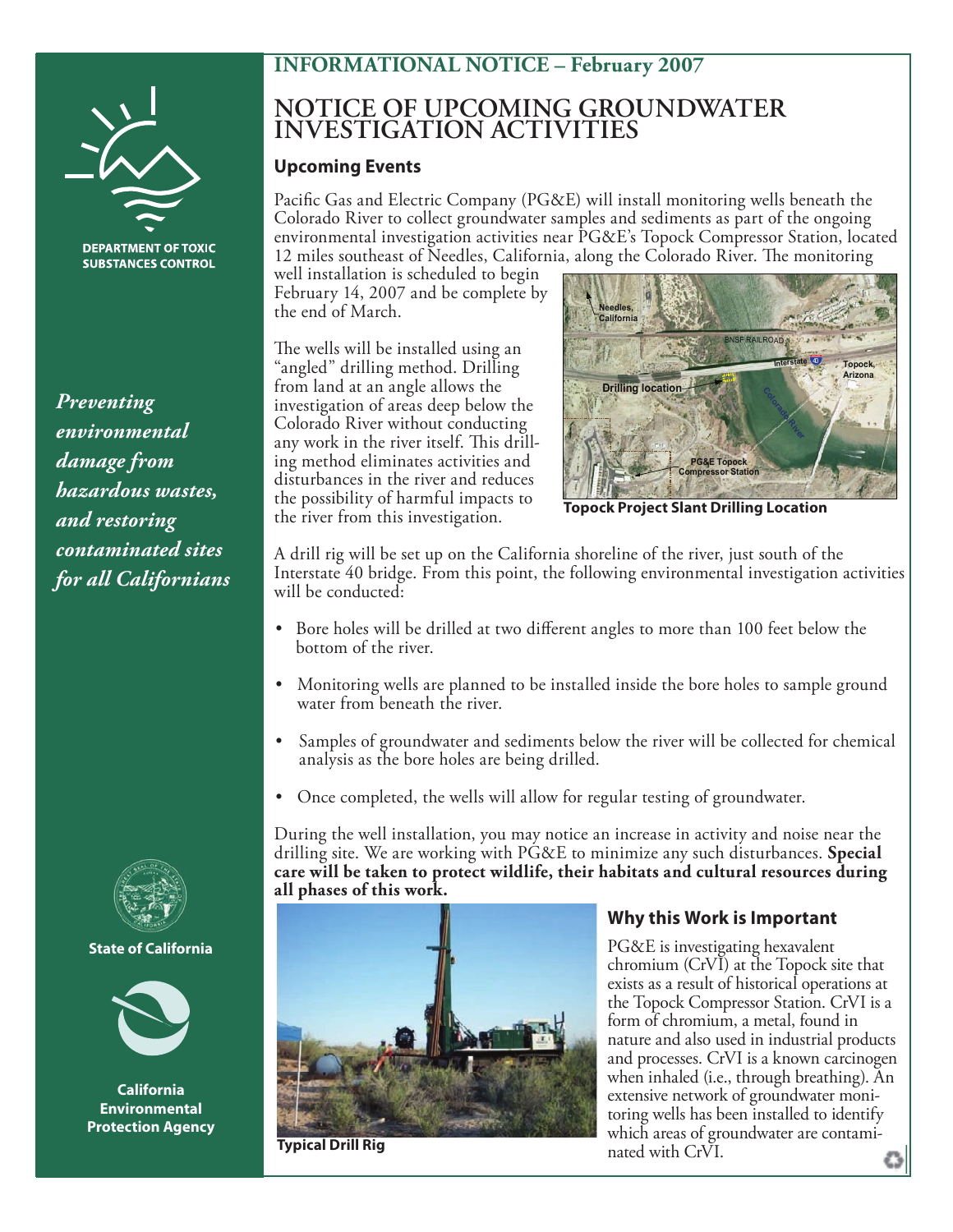**DEPARTMENT OF TOXIC SUBSTANCES CONTROL**

*Preventing environmental damage from hazardous wastes, and restoring contaminated sites for all Californians*

**State of California**

**California Environmental Protection Agency**

## INFORMATIONAL NOTICE – February 2007

# NOTICE OF UPCOMING GROUNDWATER INVESTIGATION ACTIVITIES

### Upcoming Events

Pacific Gas and Electric Company (PG&E) will install monitoring wells beneath the Colorado River to collect groundwater samples and sediments as part of the ongoing environmental investigation activities near PG&E's Topock Compressor Station, located 12 miles southeast of Needles, California, along the Colorado River. The monitoring well installation is scheduled to begin February 14, 2007 and be complete by the end of March.

The wells will be installed using an "angled" drilling method. Drilling from land at an angle allows the investigation of areas deep below the Colorado River without conducting any work in the river itself. This drilling method eliminates activities and disturbances in the river and reduces the possibility of harmful impacts to the river from this investigation.

**Topock Project Slant Drilling Location**

A drill rig will be set up on the California shoreline of the river, just south of the Interstate 40 bridge. From this point, the following environmental investigation activities will be conducted:

- Bore holes will be drilled at two different angles to more than 100 feet below the bottom of the river.
- Monitoring wells are planned to be installed inside the bore holes to sample ground water from beneath the river.
- Samples of groundwater and sediments below the river will be collected for chemical analysis as the bore holes are being drilled.
- Once completed, the wells will allow for regular testing of groundwater.

During the well installation, you may notice an increase in activity and noise near the drilling site. We are working with PG&E to minimize any such disturbances. **Special care will be taken to protect wildlife, their habitats and cultural resources during all phases of this work.**

**Typical Drill Rig**

### Why this Work is Important

PG&E is investigating hexavalent chromium (CrVI) at the Topock site that exists as a result of historical operations at the Topock Compressor Station. CrVI is a form of chromium, a metal, found in nature and also used in industrial products and processes. CrVI is a known carcinogen when inhaled (i.e., through breathing). An extensive network of groundwater monitoring wells has been installed to identify which areas of groundwater are contaminated with CrVI.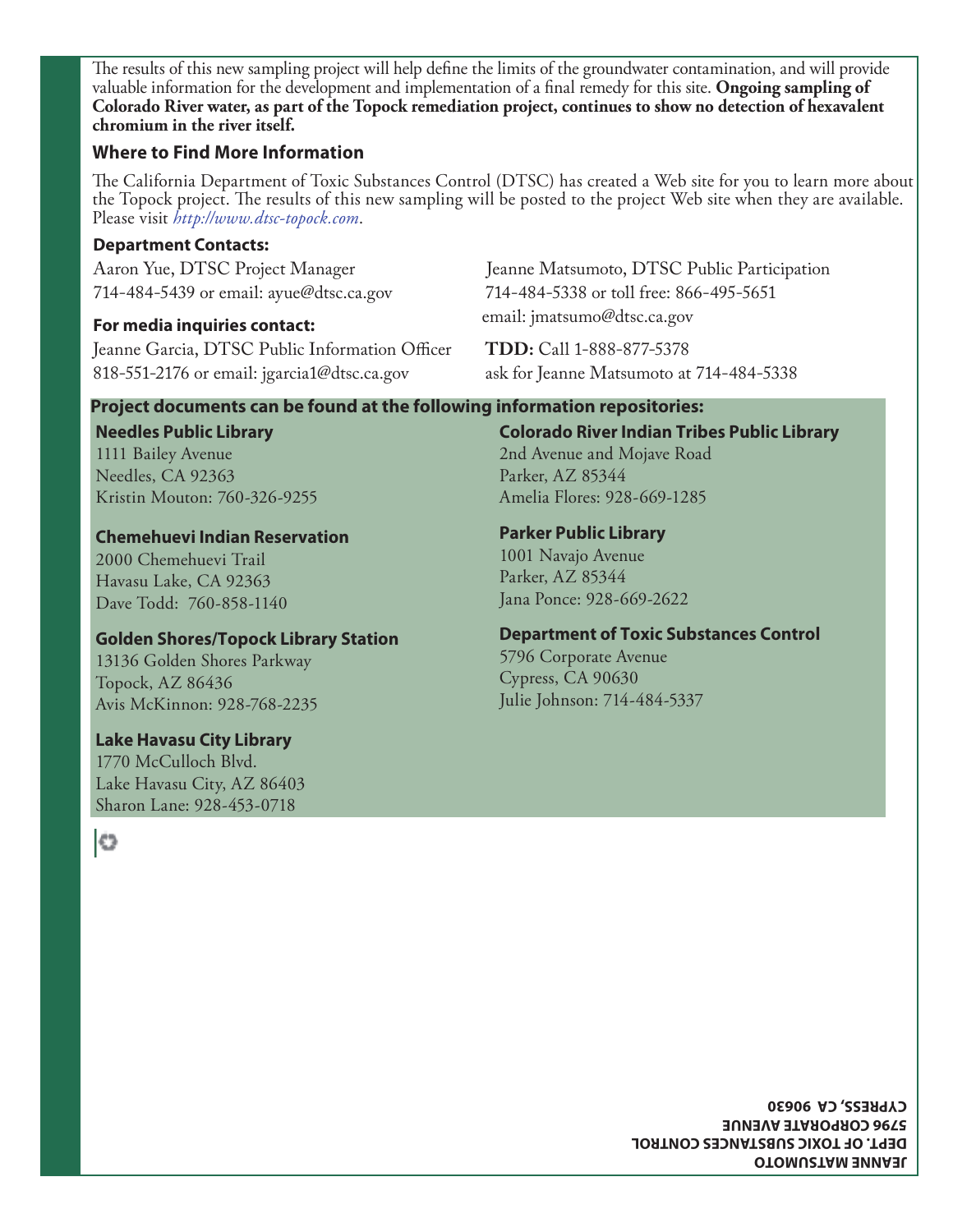The results of this new sampling project will help define the limits of the groundwater contamination, and will provide valuable information for the development and implementation of a final remedy for this site. **Ongoing sampling of Colorado River water, as part of the Topock remediation project, continues to show no detection of hexavalent chromium in the river itself.**

## Where to Find More Information

The California Department of Toxic Substances Control (DTSC) has created a Web site for you to learn more about the Topock project. The results of this new sampling will be posted to the project Web site when they are available. Please visit *http://www.dtsc-topock.com*.

**Department Contacts:**

Aaron Yue, DTSC Project Manager
714-484-5439 or email: ayue@dtsc.ca.gov

Jeanne Matsumoto, DTSC Public Participation
714-484-5338 or toll free: 866-495-5651
email: jmatsumo@dtsc.ca.gov

**For media inquiries contact:**

Jeanne Garcia, DTSC Public Information Officer
818-551-2176 or email: jgarcia1@dtsc.ca.gov

**TDD:** Call 1-888-877-5378
ask for Jeanne Matsumoto at 714-484-5338

**Project documents can be found at the following information repositories:**

**Needles Public Library**
1111 Bailey Avenue
Needles, CA 92363
Kristin Mouton: 760-326-9255

**Chemehuevi Indian Reservation**
2000 Chemehuevi Trail
Havasu Lake, CA 92363
Dave Todd: 760-858-1140

**Golden Shores/Topock Library Station**
13136 Golden Shores Parkway
Topock, AZ 86436
Avis McKinnon: 928-768-2235

**Lake Havasu City Library**
1770 McCulloch Blvd.
Lake Havasu City, AZ 86403
Sharon Lane: 928-453-0718

**Colorado River Indian Tribes Public Library**
2nd Avenue and Mojave Road
Parker, AZ 85344
Amelia Flores: 928-669-1285

**Parker Public Library**
1001 Navajo Avenue
Parker, AZ 85344
Jana Ponce: 928-669-2622

**Department of Toxic Substances Control**
5796 Corporate Avenue
Cypress, CA 90630
Julie Johnson: 714-484-5337

**JEANNE MATSUMOTO**
**DEPT. OF TOXIC SUBSTANCES CONTROL**
**5796 CORPORATE AVENUE**
**CYPRESS, CA 90630**